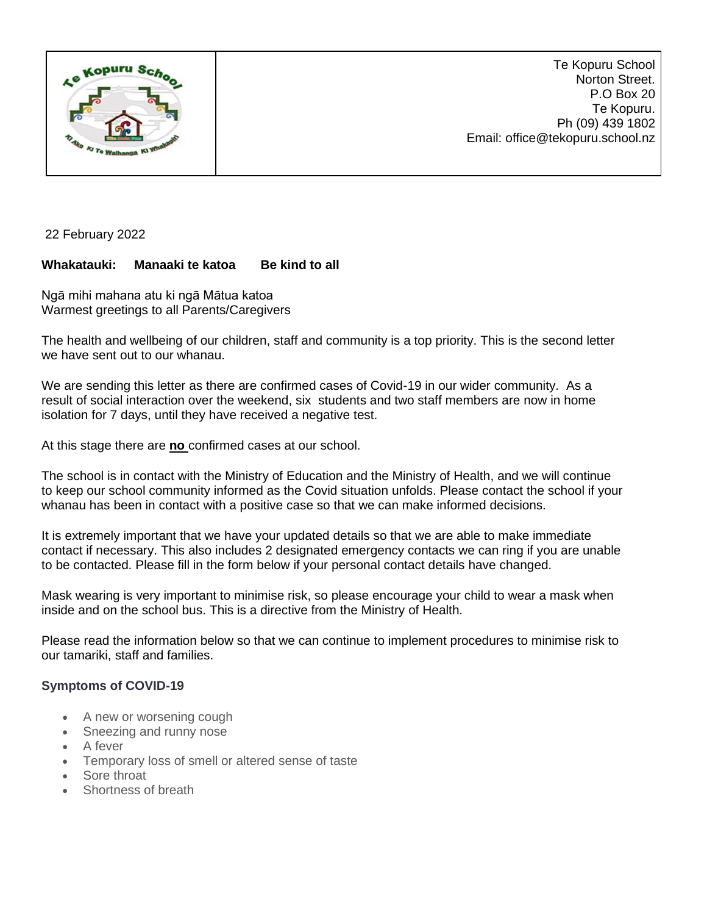Te Kopuru School
Norton Street.
P.O Box 20
Te Kopuru.
Ph (09) 439 1802
Email: office@tekopuru.school.nz

22 February 2022

**Whakatauki: Manaaki te katoa Be kind to all**

Ngā mihi mahana atu ki ngā Mātua katoa
Warmest greetings to all Parents/Caregivers

The health and wellbeing of our children, staff and community is a top priority. This is the second letter we have sent out to our whanau.

We are sending this letter as there are confirmed cases of Covid-19 in our wider community. As a result of social interaction over the weekend, six students and two staff members are now in home isolation for 7 days, until they have received a negative test.

At this stage there are **no** confirmed cases at our school.

The school is in contact with the Ministry of Education and the Ministry of Health, and we will continue to keep our school community informed as the Covid situation unfolds. Please contact the school if your whanau has been in contact with a positive case so that we can make informed decisions.

It is extremely important that we have your updated details so that we are able to make immediate contact if necessary. This also includes 2 designated emergency contacts we can ring if you are unable to be contacted. Please fill in the form below if your personal contact details have changed.

Mask wearing is very important to minimise risk, so please encourage your child to wear a mask when inside and on the school bus. This is a directive from the Ministry of Health.

Please read the information below so that we can continue to implement procedures to minimise risk to our tamariki, staff and families.

### Symptoms of COVID-19

- A new or worsening cough
- Sneezing and runny nose
- A fever
- Temporary loss of smell or altered sense of taste
- Sore throat
- Shortness of breath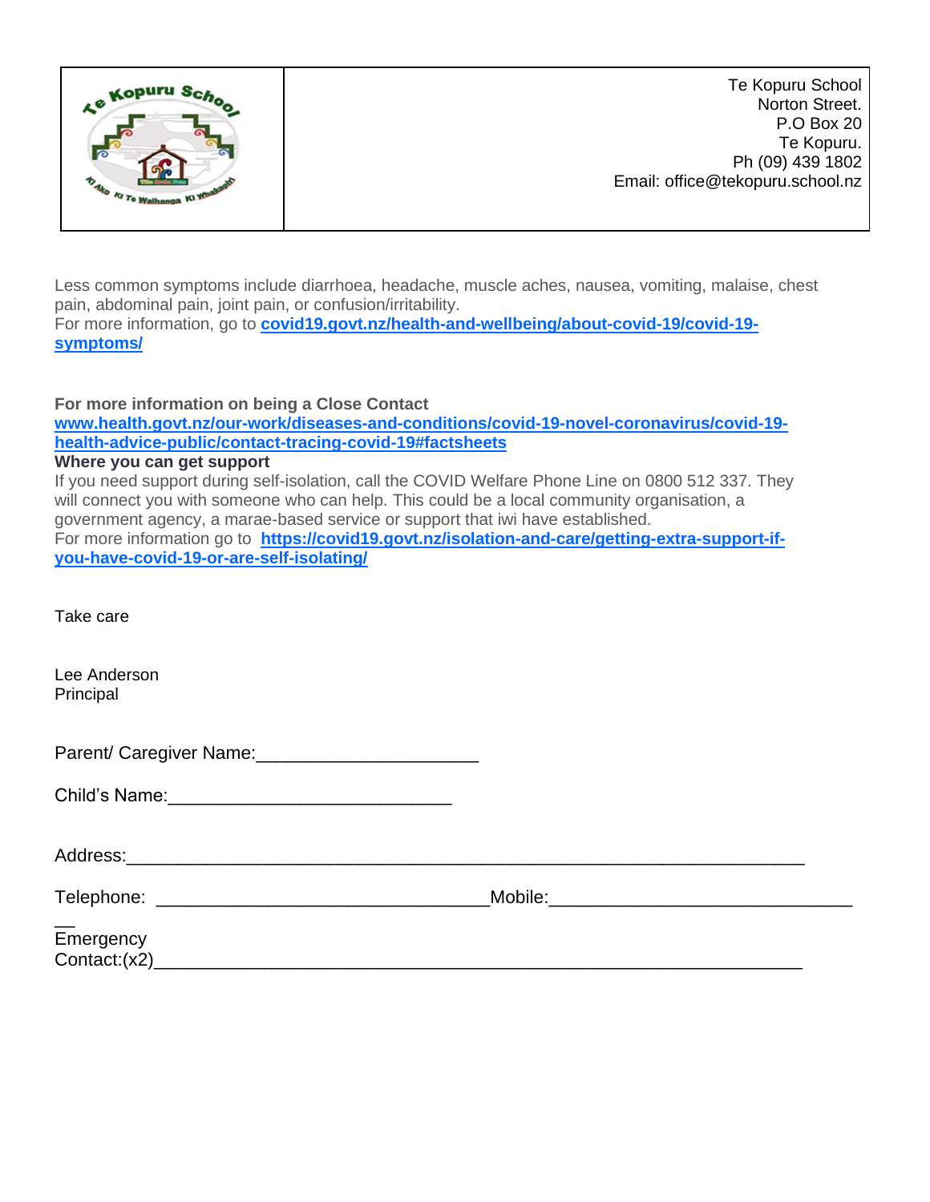| | |
|---|---|
| | Te Kopuru School<br>Norton Street.<br>P.O Box 20<br>Te Kopuru.<br>Ph (09) 439 1802<br>Email: office@tekopuru.school.nz |

Less common symptoms include diarrhoea, headache, muscle aches, nausea, vomiting, malaise, chest pain, abdominal pain, joint pain, or confusion/irritability.
For more information, go to **covid19.govt.nz/health-and-wellbeing/about-covid-19/covid-19-symptoms/**

**For more information on being a Close Contact**
**www.health.govt.nz/our-work/diseases-and-conditions/covid-19-novel-coronavirus/covid-19-health-advice-public/contact-tracing-covid-19#factsheets**

**Where you can get support**
If you need support during self-isolation, call the COVID Welfare Phone Line on 0800 512 337. They will connect you with someone who can help. This could be a local community organisation, a government agency, a marae-based service or support that iwi have established.
For more information go to **https://covid19.govt.nz/isolation-and-care/getting-extra-support-if-you-have-covid-19-or-are-self-isolating/**

Take care

Lee Anderson
Principal

Parent/ Caregiver Name:______________________

Child's Name:____________________________

Address:___________________________________________________________________

Telephone: _________________________________Mobile:_____________________________

Emergency Contact:(x2)_________________________________________________________